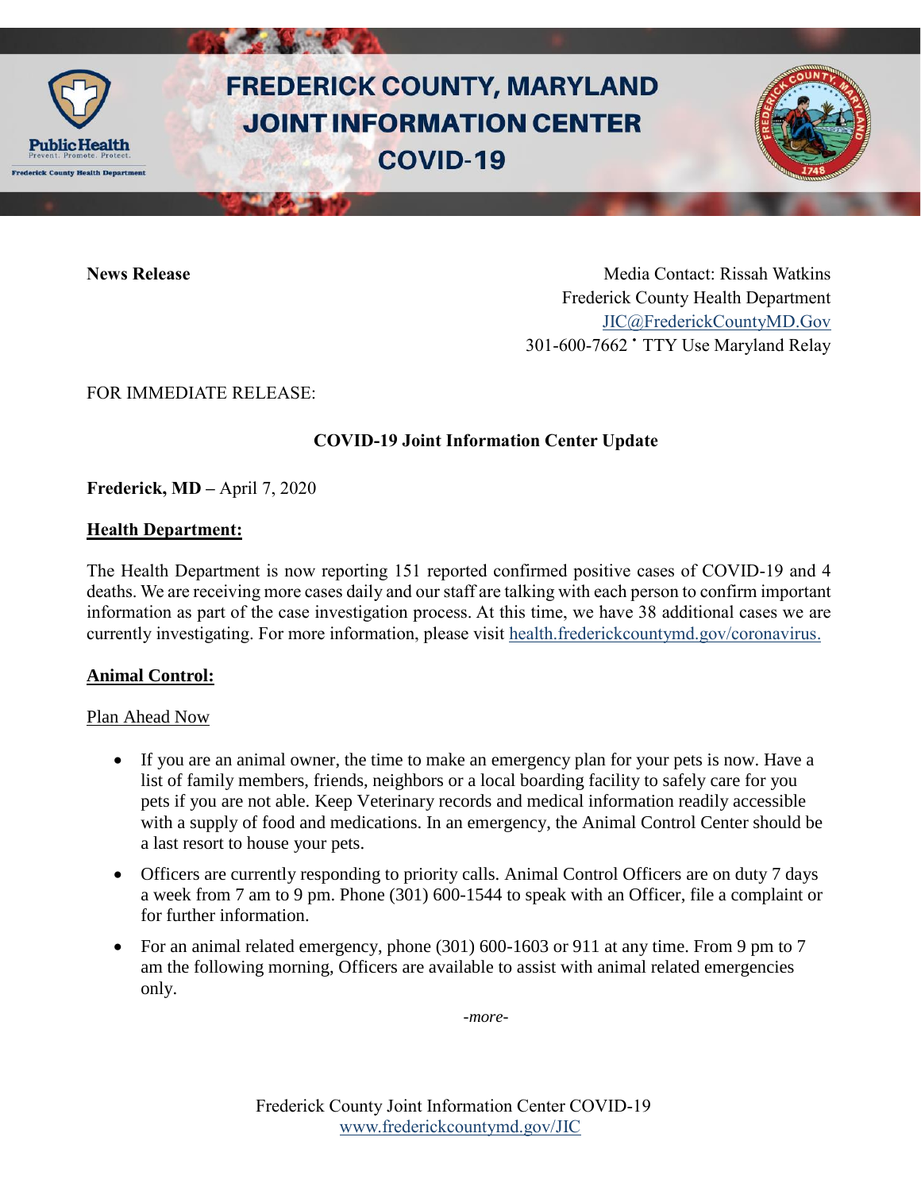# FREDERICK COUNTY, MARYLAND JOINT INFORMATION CENTER COVID-19

**News Release**

Media Contact: Rissah Watkins
Frederick County Health Department
JIC@FrederickCountyMD.Gov
301-600-7662 • TTY Use Maryland Relay

FOR IMMEDIATE RELEASE:

**COVID-19 Joint Information Center Update**

**Frederick, MD –** April 7, 2020

## Health Department:

The Health Department is now reporting 151 reported confirmed positive cases of COVID-19 and 4 deaths. We are receiving more cases daily and our staff are talking with each person to confirm important information as part of the case investigation process. At this time, we have 38 additional cases we are currently investigating. For more information, please visit health.frederickcountymd.gov/coronavirus.

## Animal Control:

### Plan Ahead Now

- If you are an animal owner, the time to make an emergency plan for your pets is now. Have a list of family members, friends, neighbors or a local boarding facility to safely care for you pets if you are not able. Keep Veterinary records and medical information readily accessible with a supply of food and medications. In an emergency, the Animal Control Center should be a last resort to house your pets.
- Officers are currently responding to priority calls. Animal Control Officers are on duty 7 days a week from 7 am to 9 pm. Phone (301) 600-1544 to speak with an Officer, file a complaint or for further information.
- For an animal related emergency, phone (301) 600-1603 or 911 at any time. From 9 pm to 7 am the following morning, Officers are available to assist with animal related emergencies only.

*-more-*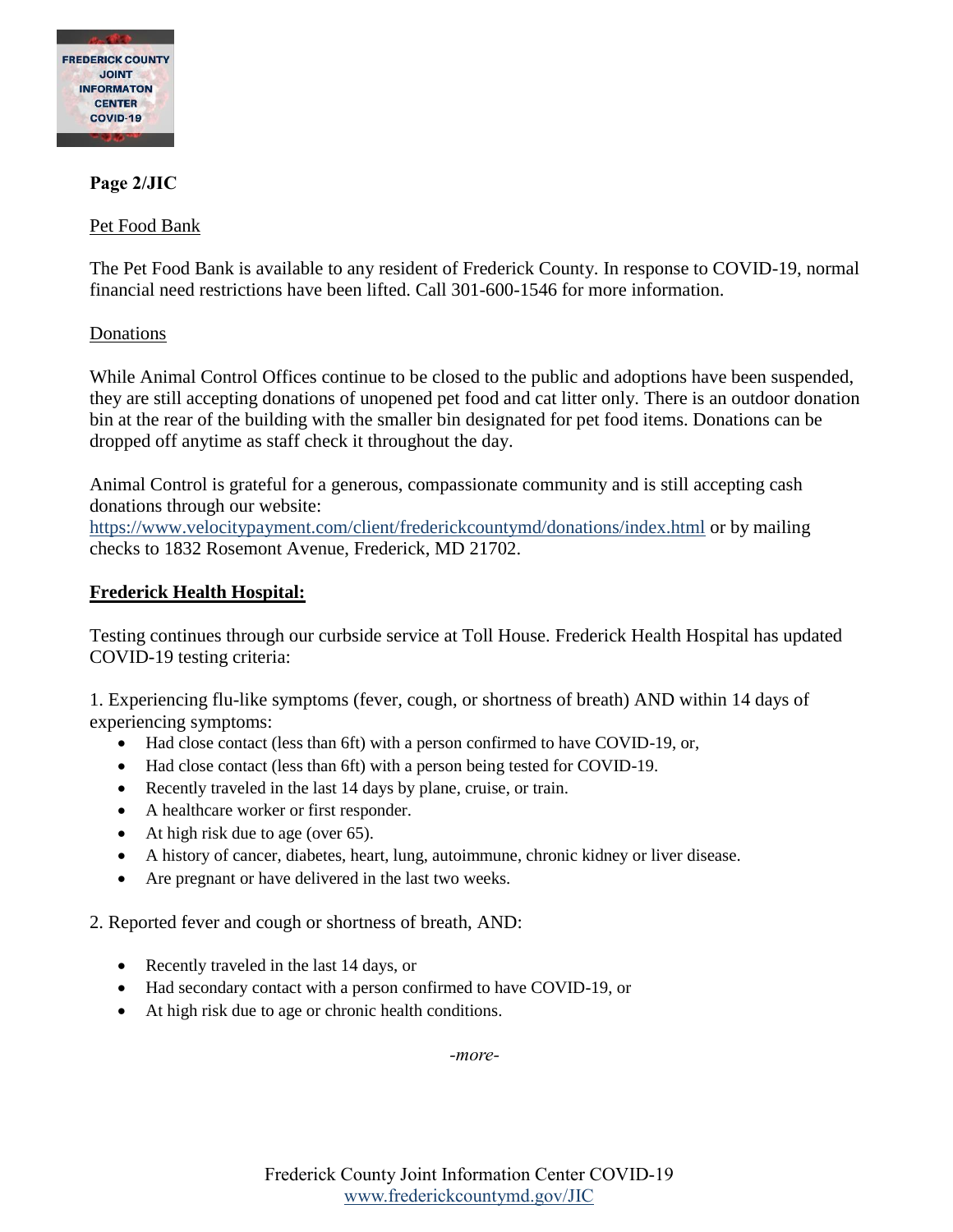**Page 2/JIC**

Pet Food Bank

The Pet Food Bank is available to any resident of Frederick County. In response to COVID-19, normal financial need restrictions have been lifted. Call 301-600-1546 for more information.

Donations

While Animal Control Offices continue to be closed to the public and adoptions have been suspended, they are still accepting donations of unopened pet food and cat litter only. There is an outdoor donation bin at the rear of the building with the smaller bin designated for pet food items. Donations can be dropped off anytime as staff check it throughout the day.

Animal Control is grateful for a generous, compassionate community and is still accepting cash donations through our website: https://www.velocitypayment.com/client/frederickcountymd/donations/index.html or by mailing checks to 1832 Rosemont Avenue, Frederick, MD 21702.

**Frederick Health Hospital:**

Testing continues through our curbside service at Toll House. Frederick Health Hospital has updated COVID-19 testing criteria:

1. Experiencing flu-like symptoms (fever, cough, or shortness of breath) AND within 14 days of experiencing symptoms:
   - Had close contact (less than 6ft) with a person confirmed to have COVID-19, or,
   - Had close contact (less than 6ft) with a person being tested for COVID-19.
   - Recently traveled in the last 14 days by plane, cruise, or train.
   - A healthcare worker or first responder.
   - At high risk due to age (over 65).
   - A history of cancer, diabetes, heart, lung, autoimmune, chronic kidney or liver disease.
   - Are pregnant or have delivered in the last two weeks.

2. Reported fever and cough or shortness of breath, AND:
   - Recently traveled in the last 14 days, or
   - Had secondary contact with a person confirmed to have COVID-19, or
   - At high risk due to age or chronic health conditions.

*-more-*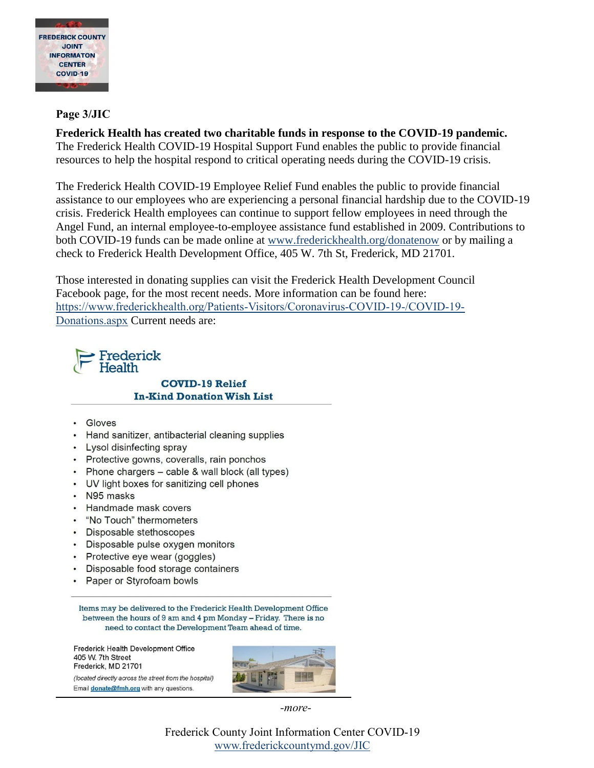**Frederick Health has created two charitable funds in response to the COVID-19 pandemic.** The Frederick Health COVID-19 Hospital Support Fund enables the public to provide financial resources to help the hospital respond to critical operating needs during the COVID-19 crisis.

The Frederick Health COVID-19 Employee Relief Fund enables the public to provide financial assistance to our employees who are experiencing a personal financial hardship due to the COVID-19 crisis. Frederick Health employees can continue to support fellow employees in need through the Angel Fund, an internal employee-to-employee assistance fund established in 2009. Contributions to both COVID-19 funds can be made online at [www.frederickhealth.org/donatenow](http://www.frederickhealth.org/donatenow) or by mailing a check to Frederick Health Development Office, 405 W. 7th St, Frederick, MD 21701.

Those interested in donating supplies can visit the Frederick Health Development Council Facebook page, for the most recent needs. More information can be found here: [https://www.frederickhealth.org/Patients-Visitors/Coronavirus-COVID-19-/COVID-19-Donations.aspx](https://www.frederickhealth.org/Patients-Visitors/Coronavirus-COVID-19-/COVID-19-Donations.aspx) Current needs are:

Frederick Health

**COVID-19 Relief**
**In-Kind Donation Wish List**

- Gloves
- Hand sanitizer, antibacterial cleaning supplies
- Lysol disinfecting spray
- Protective gowns, coveralls, rain ponchos
- Phone chargers – cable & wall block (all types)
- UV light boxes for sanitizing cell phones
- N95 masks
- Handmade mask covers
- "No Touch" thermometers
- Disposable stethoscopes
- Disposable pulse oxygen monitors
- Protective eye wear (goggles)
- Disposable food storage containers
- Paper or Styrofoam bowls

Items may be delivered to the Frederick Health Development Office between the hours of 9 am and 4 pm Monday – Friday. There is no need to contact the Development Team ahead of time.

Frederick Health Development Office
405 W. 7th Street
Frederick, MD 21701

*(located directly across the street from the hospital)*

Email **donate@fmh.org** with any questions.

*-more-*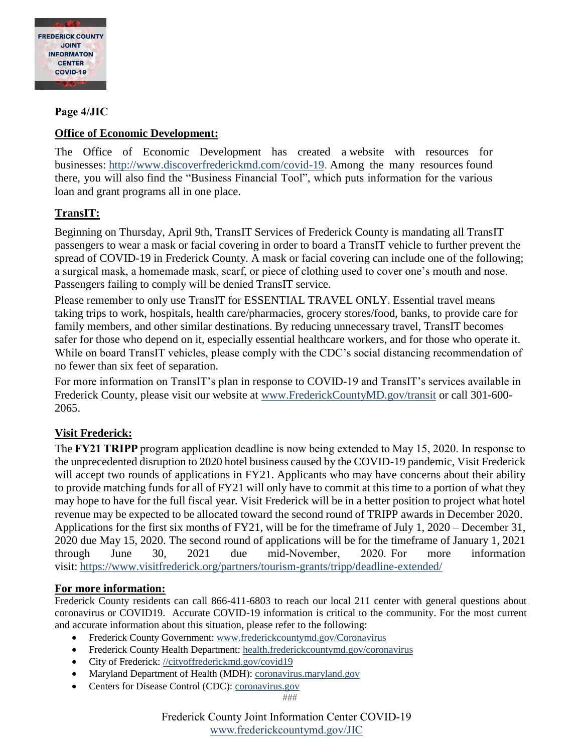**Page 4/JIC**

## Office of Economic Development:

The Office of Economic Development has created a website with resources for businesses: http://www.discoverfrederickmd.com/covid-19. Among the many resources found there, you will also find the "Business Financial Tool", which puts information for the various loan and grant programs all in one place.

## TransIT:

Beginning on Thursday, April 9th, TransIT Services of Frederick County is mandating all TransIT passengers to wear a mask or facial covering in order to board a TransIT vehicle to further prevent the spread of COVID-19 in Frederick County. A mask or facial covering can include one of the following; a surgical mask, a homemade mask, scarf, or piece of clothing used to cover one's mouth and nose. Passengers failing to comply will be denied TransIT service.

Please remember to only use TransIT for ESSENTIAL TRAVEL ONLY. Essential travel means taking trips to work, hospitals, health care/pharmacies, grocery stores/food, banks, to provide care for family members, and other similar destinations. By reducing unnecessary travel, TransIT becomes safer for those who depend on it, especially essential healthcare workers, and for those who operate it. While on board TransIT vehicles, please comply with the CDC's social distancing recommendation of no fewer than six feet of separation.

For more information on TransIT's plan in response to COVID-19 and TransIT's services available in Frederick County, please visit our website at www.FrederickCountyMD.gov/transit or call 301-600-2065.

## Visit Frederick:

The **FY21 TRIPP** program application deadline is now being extended to May 15, 2020. In response to the unprecedented disruption to 2020 hotel business caused by the COVID-19 pandemic, Visit Frederick will accept two rounds of applications in FY21. Applicants who may have concerns about their ability to provide matching funds for all of FY21 will only have to commit at this time to a portion of what they may hope to have for the full fiscal year. Visit Frederick will be in a better position to project what hotel revenue may be expected to be allocated toward the second round of TRIPP awards in December 2020. Applications for the first six months of FY21, will be for the timeframe of July 1, 2020 – December 31, 2020 due May 15, 2020. The second round of applications will be for the timeframe of January 1, 2021 through June 30, 2021 due mid-November, 2020. For more information visit: https://www.visitfrederick.org/partners/tourism-grants/tripp/deadline-extended/

## For more information:

Frederick County residents can call 866-411-6803 to reach our local 211 center with general questions about coronavirus or COVID19. Accurate COVID-19 information is critical to the community. For the most current and accurate information about this situation, please refer to the following:

- Frederick County Government: www.frederickcountymd.gov/Coronavirus
- Frederick County Health Department: health.frederickcountymd.gov/coronavirus
- City of Frederick: //cityoffrederickmd.gov/covid19
- Maryland Department of Health (MDH): coronavirus.maryland.gov
- Centers for Disease Control (CDC): coronavirus.gov

###